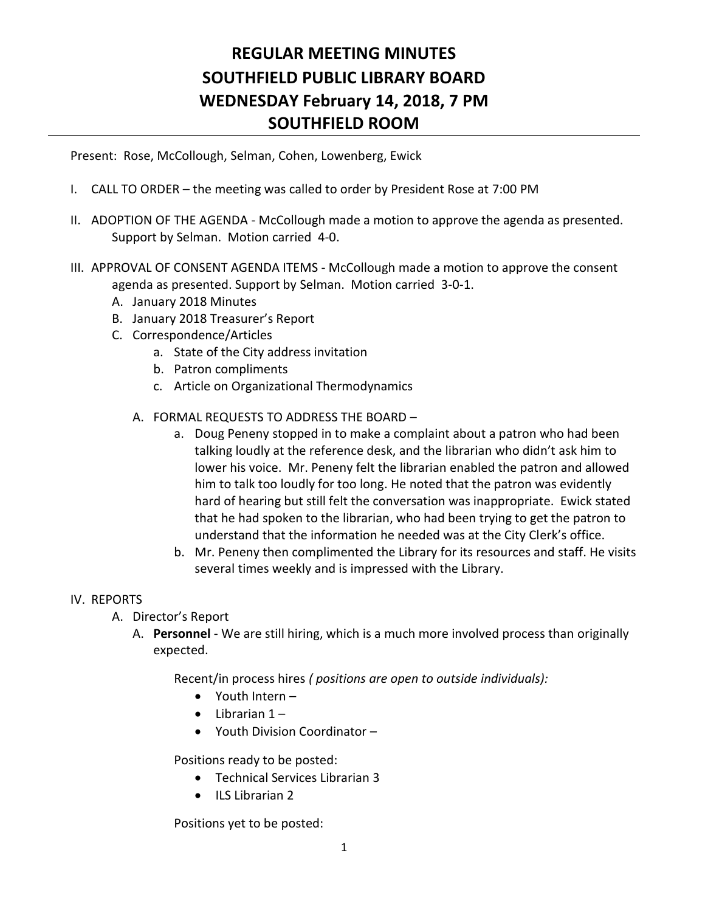# REGULAR MEETING MINUTES
# SOUTHFIELD PUBLIC LIBRARY BOARD
# WEDNESDAY February 14, 2018, 7 PM
# SOUTHFIELD ROOM

Present: Rose, McCollough, Selman, Cohen, Lowenberg, Ewick

I. CALL TO ORDER – the meeting was called to order by President Rose at 7:00 PM

II. ADOPTION OF THE AGENDA - McCollough made a motion to approve the agenda as presented. Support by Selman. Motion carried 4-0.

III. APPROVAL OF CONSENT AGENDA ITEMS - McCollough made a motion to approve the consent agenda as presented. Support by Selman. Motion carried 3-0-1.
   A. January 2018 Minutes
   B. January 2018 Treasurer's Report
   C. Correspondence/Articles
      a. State of the City address invitation
      b. Patron compliments
      c. Article on Organizational Thermodynamics

   A. FORMAL REQUESTS TO ADDRESS THE BOARD –
      a. Doug Peneny stopped in to make a complaint about a patron who had been talking loudly at the reference desk, and the librarian who didn't ask him to lower his voice. Mr. Peneny felt the librarian enabled the patron and allowed him to talk too loudly for too long. He noted that the patron was evidently hard of hearing but still felt the conversation was inappropriate. Ewick stated that he had spoken to the librarian, who had been trying to get the patron to understand that the information he needed was at the City Clerk's office.
      b. Mr. Peneny then complimented the Library for its resources and staff. He visits several times weekly and is impressed with the Library.

IV. REPORTS
   A. Director's Report
      A. **Personnel** - We are still hiring, which is a much more involved process than originally expected.

         Recent/in process hires *( positions are open to outside individuals):*
         - Youth Intern –
         - Librarian 1 –
         - Youth Division Coordinator –

         Positions ready to be posted:
         - Technical Services Librarian 3
         - ILS Librarian 2

         Positions yet to be posted: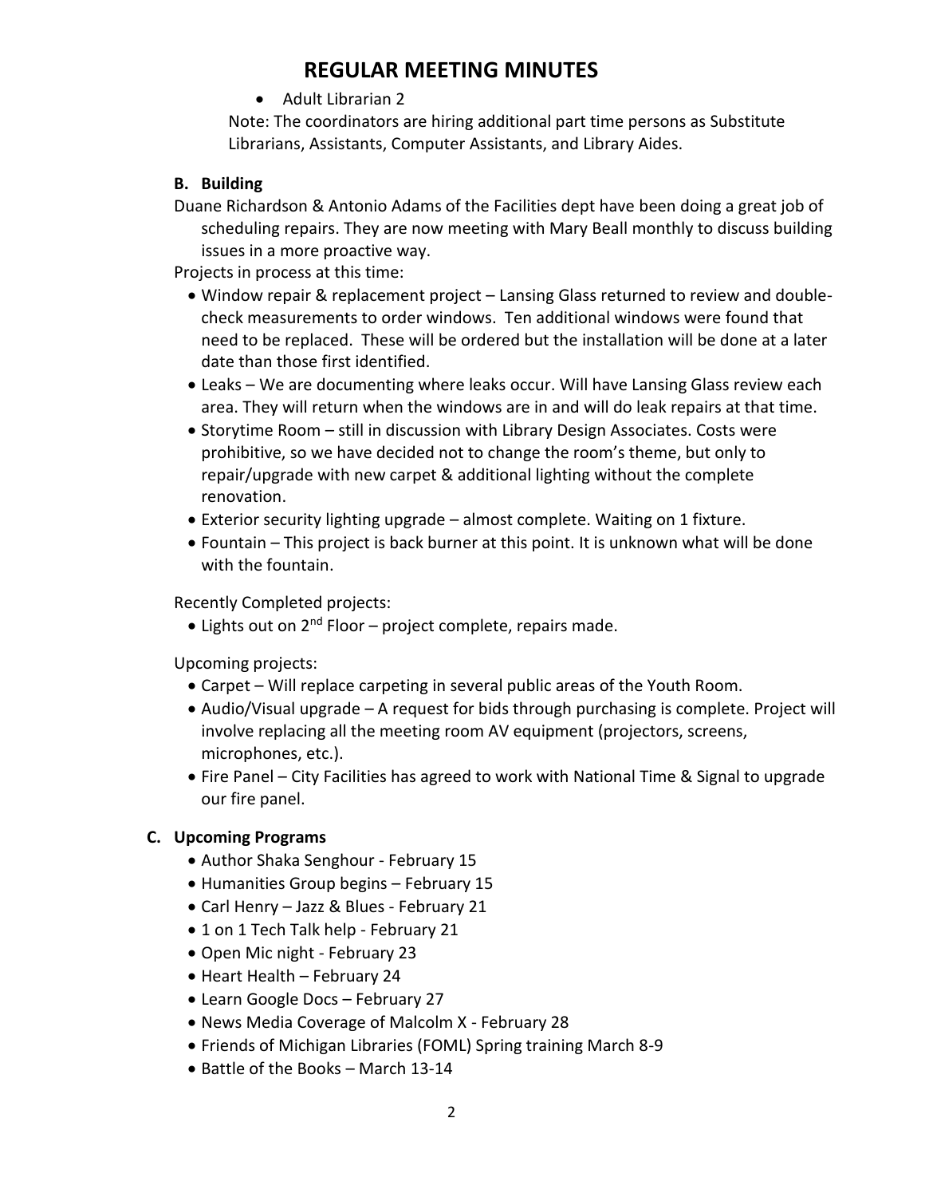# REGULAR MEETING MINUTES

- Adult Librarian 2

Note: The coordinators are hiring additional part time persons as Substitute Librarians, Assistants, Computer Assistants, and Library Aides.

**B. Building**

Duane Richardson & Antonio Adams of the Facilities dept have been doing a great job of scheduling repairs. They are now meeting with Mary Beall monthly to discuss building issues in a more proactive way.

Projects in process at this time:

- Window repair & replacement project – Lansing Glass returned to review and double-check measurements to order windows. Ten additional windows were found that need to be replaced. These will be ordered but the installation will be done at a later date than those first identified.
- Leaks – We are documenting where leaks occur. Will have Lansing Glass review each area. They will return when the windows are in and will do leak repairs at that time.
- Storytime Room – still in discussion with Library Design Associates. Costs were prohibitive, so we have decided not to change the room's theme, but only to repair/upgrade with new carpet & additional lighting without the complete renovation.
- Exterior security lighting upgrade – almost complete. Waiting on 1 fixture.
- Fountain – This project is back burner at this point. It is unknown what will be done with the fountain.

Recently Completed projects:

- Lights out on 2nd Floor – project complete, repairs made.

Upcoming projects:

- Carpet – Will replace carpeting in several public areas of the Youth Room.
- Audio/Visual upgrade – A request for bids through purchasing is complete. Project will involve replacing all the meeting room AV equipment (projectors, screens, microphones, etc.).
- Fire Panel – City Facilities has agreed to work with National Time & Signal to upgrade our fire panel.

**C. Upcoming Programs**

- Author Shaka Senghour - February 15
- Humanities Group begins – February 15
- Carl Henry – Jazz & Blues - February 21
- 1 on 1 Tech Talk help - February 21
- Open Mic night - February 23
- Heart Health – February 24
- Learn Google Docs – February 27
- News Media Coverage of Malcolm X - February 28
- Friends of Michigan Libraries (FOML) Spring training March 8-9
- Battle of the Books – March 13-14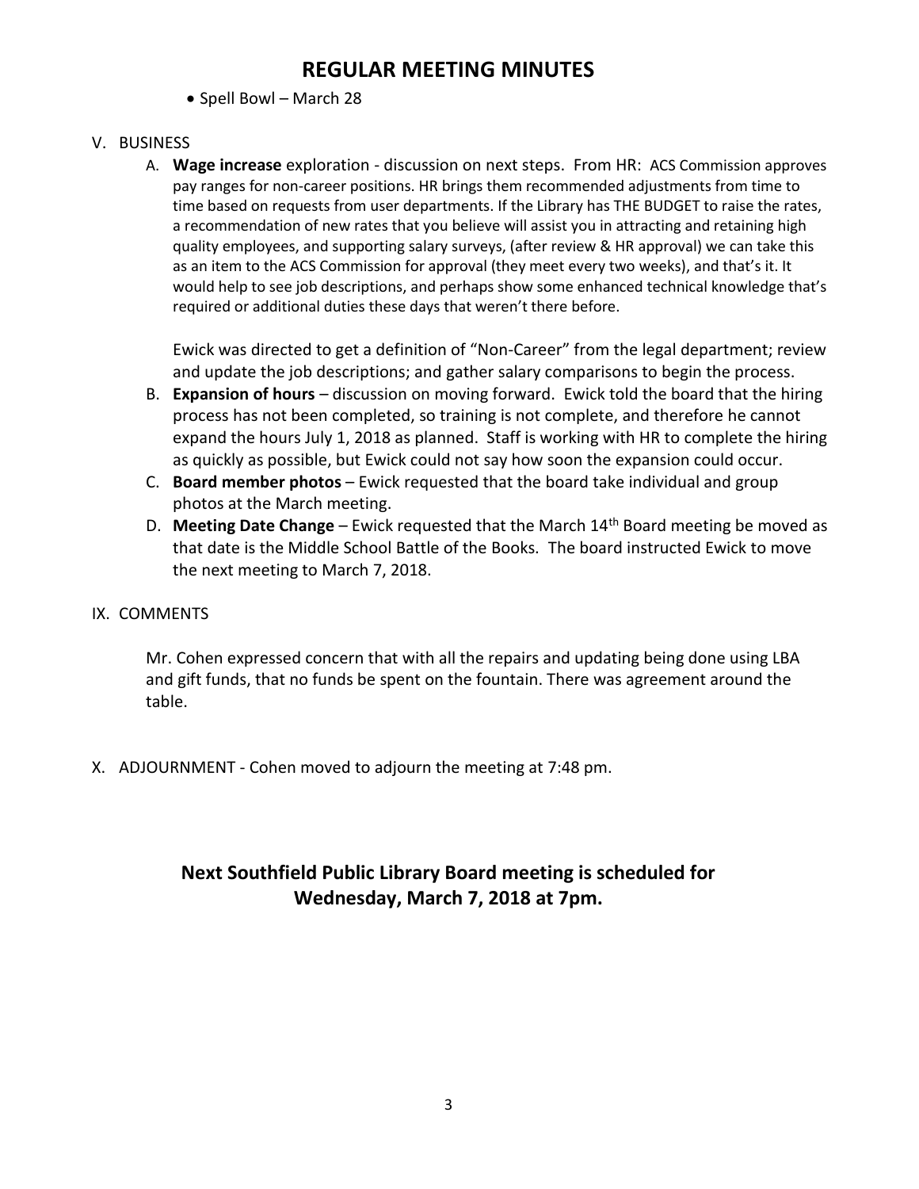# REGULAR MEETING MINUTES

- Spell Bowl – March 28

V. BUSINESS

A. **Wage increase** exploration - discussion on next steps. From HR: ACS Commission approves pay ranges for non-career positions. HR brings them recommended adjustments from time to time based on requests from user departments. If the Library has THE BUDGET to raise the rates, a recommendation of new rates that you believe will assist you in attracting and retaining high quality employees, and supporting salary surveys, (after review & HR approval) we can take this as an item to the ACS Commission for approval (they meet every two weeks), and that's it. It would help to see job descriptions, and perhaps show some enhanced technical knowledge that's required or additional duties these days that weren't there before.

   Ewick was directed to get a definition of "Non-Career" from the legal department; review and update the job descriptions; and gather salary comparisons to begin the process.

B. **Expansion of hours** – discussion on moving forward. Ewick told the board that the hiring process has not been completed, so training is not complete, and therefore he cannot expand the hours July 1, 2018 as planned. Staff is working with HR to complete the hiring as quickly as possible, but Ewick could not say how soon the expansion could occur.

C. **Board member photos** – Ewick requested that the board take individual and group photos at the March meeting.

D. **Meeting Date Change** – Ewick requested that the March 14th Board meeting be moved as that date is the Middle School Battle of the Books. The board instructed Ewick to move the next meeting to March 7, 2018.

IX. COMMENTS

Mr. Cohen expressed concern that with all the repairs and updating being done using LBA and gift funds, that no funds be spent on the fountain. There was agreement around the table.

X. ADJOURNMENT - Cohen moved to adjourn the meeting at 7:48 pm.

**Next Southfield Public Library Board meeting is scheduled for Wednesday, March 7, 2018 at 7pm.**